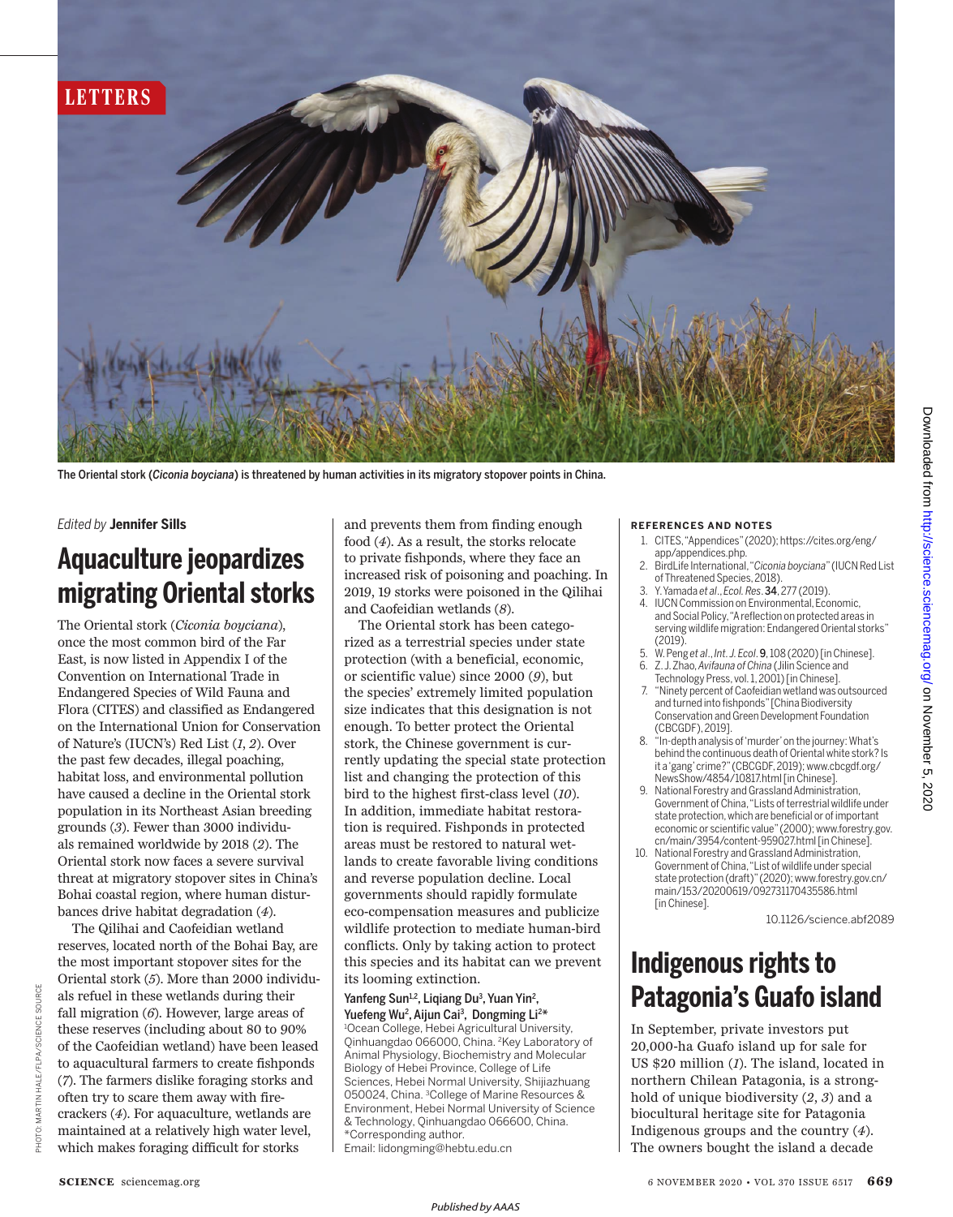LETTERS

The Oriental stork (*Ciconia boyciana*) is threatened by human activities in its migratory stopover points in China.

*Edited by* **Jennifer Sills**

# Aquaculture jeopardizes migrating Oriental storks

The Oriental stork (*Ciconia boyciana*), once the most common bird of the Far East, is now listed in Appendix I of the Convention on International Trade in Endangered Species of Wild Fauna and Flora (CITES) and classified as Endangered on the International Union for Conservation of Nature's (IUCN's) Red List (*1*, *2*). Over the past few decades, illegal poaching, habitat loss, and environmental pollution have caused a decline in the Oriental stork population in its Northeast Asian breeding grounds (*3*). Fewer than 3000 individuals remained worldwide by 2018 (*2*). The Oriental stork now faces a severe survival threat at migratory stopover sites in China's Bohai coastal region, where human disturbances drive habitat degradation (*4*).

The Qilihai and Caofeidian wetland reserves, located north of the Bohai Bay, are the most important stopover sites for the Oriental stork (*5*). More than 2000 individuals refuel in these wetlands during their fall migration (*6*). However, large areas of these reserves (including about 80 to 90% of the Caofeidian wetland) have been leased to aquacultural farmers to create fishponds (*7*). The farmers dislike foraging storks and often try to scare them away with firecrackers (*4*). For aquaculture, wetlands are maintained at a relatively high water level, which makes foraging difficult for storks and prevents them from finding enough food (*4*). As a result, the storks relocate to private fishponds, where they face an increased risk of poisoning and poaching. In 2019, 19 storks were poisoned in the Qilihai and Caofeidian wetlands (*8*).

The Oriental stork has been categorized as a terrestrial species under state protection (with a beneficial, economic, or scientific value) since 2000 (*9*), but the species' extremely limited population size indicates that this designation is not enough. To better protect the Oriental stork, the Chinese government is currently updating the special state protection list and changing the protection of this bird to the highest first-class level (*10*). In addition, immediate habitat restoration is required. Fishponds in protected areas must be restored to natural wetlands to create favorable living conditions and reverse population decline. Local governments should rapidly formulate eco-compensation measures and publicize wildlife protection to mediate human-bird conflicts. Only by taking action to protect this species and its habitat can we prevent its looming extinction.

**Yanfeng Sun[1,2], Liqiang Du[3], Yuan Yin[2], Yuefeng Wu[2], Aijun Cai[3], Dongming Li[2]\***

[1]Ocean College, Hebei Agricultural University, Qinhuangdao 066000, China. [2]Key Laboratory of Animal Physiology, Biochemistry and Molecular Biology of Hebei Province, College of Life Sciences, Hebei Normal University, Shijiazhuang 050024, China. [3]College of Marine Resources & Environment, Hebei Normal University of Science & Technology, Qinhuangdao 066600, China.
\*Corresponding author.
Email: lidongming@hebtu.edu.cn

#### REFERENCES AND NOTES

1. CITES, "Appendices" (2020); https://cites.org/eng/app/appendices.php.
2. BirdLife International, "*Ciconia boyciana*" (IUCN Red List of Threatened Species, 2018).
3. Y. Yamada *et al.*, *Ecol. Res.* **34**, 277 (2019).
4. IUCN Commission on Environmental, Economic, and Social Policy, "A reflection on protected areas in serving wildlife migration: Endangered Oriental storks" (2019).
5. W. Peng *et al.*, *Int. J. Ecol.* **9**, 108 (2020) [in Chinese].
6. Z. J. Zhao, *Avifauna of China* (Jilin Science and Technology Press, vol. 1, 2001) [in Chinese].
7. "Ninety percent of Caofeidian wetland was outsourced and turned into fishponds" [China Biodiversity Conservation and Green Development Foundation (CBCGDF), 2019].
8. "In-depth analysis of 'murder' on the journey: What's behind the continuous death of Oriental white stork? Is it a 'gang' crime?" (CBCGDF, 2019); www.cbcgdf.org/NewsShow/4854/10817.html [in Chinese].
9. National Forestry and Grassland Administration, Government of China, "Lists of terrestrial wildlife under state protection, which are beneficial or of important economic or scientific value" (2000); www.forestry.gov.cn/main/3954/content-959027.html [in Chinese].
10. National Forestry and Grassland Administration, Government of China, "List of wildlife under special state protection (draft)" (2020); www.forestry.gov.cn/main/153/20200619/092731170435586.html [in Chinese].

10.1126/science.abf2089

# Indigenous rights to Patagonia's Guafo island

In September, private investors put 20,000-ha Guafo island up for sale for US $20 million (*1*). The island, located in northern Chilean Patagonia, is a stronghold of unique biodiversity (*2*, *3*) and a biocultural heritage site for Patagonia Indigenous groups and the country (*4*). The owners bought the island a decade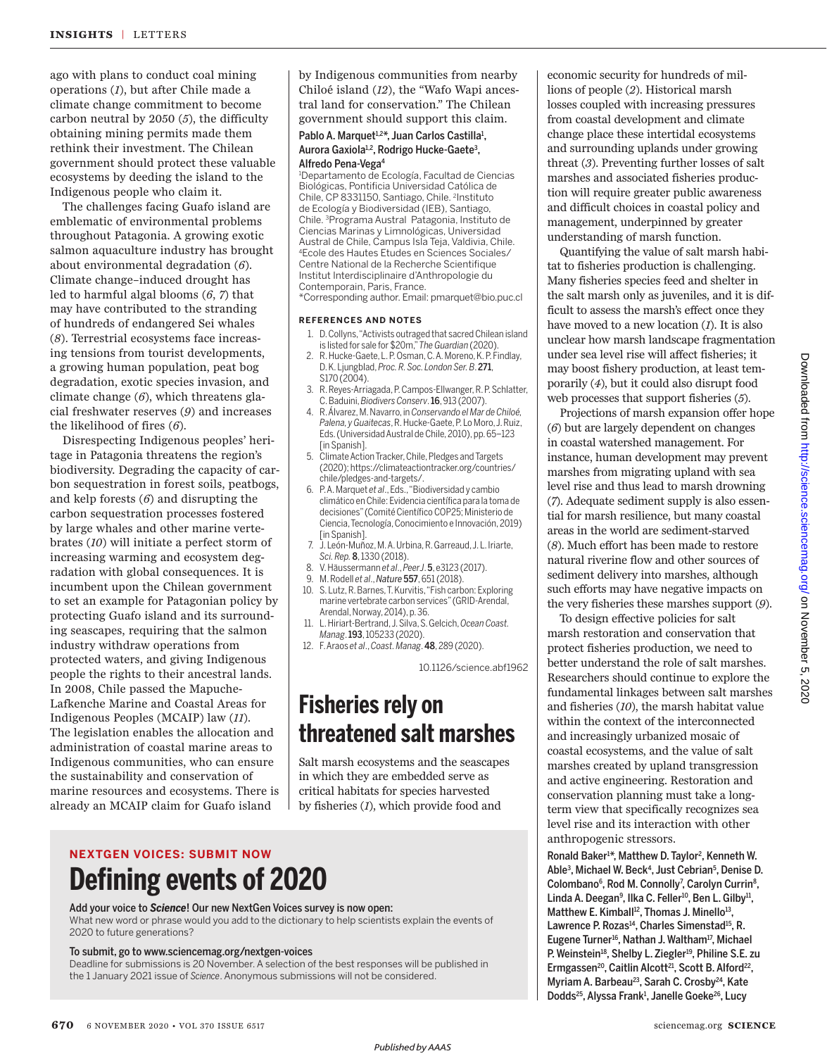ago with plans to conduct coal mining operations (*1*), but after Chile made a climate change commitment to become carbon neutral by 2050 (*5*), the difficulty obtaining mining permits made them rethink their investment. The Chilean government should protect these valuable ecosystems by deeding the island to the Indigenous people who claim it.

The challenges facing Guafo island are emblematic of environmental problems throughout Patagonia. A growing exotic salmon aquaculture industry has brought about environmental degradation (*6*). Climate change–induced drought has led to harmful algal blooms (*6*, *7*) that may have contributed to the stranding of hundreds of endangered Sei whales (*8*). Terrestrial ecosystems face increasing tensions from tourist developments, a growing human population, peat bog degradation, exotic species invasion, and climate change (*6*), which threatens glacial freshwater reserves (*9*) and increases the likelihood of fires (*6*).

Disrespecting Indigenous peoples' heritage in Patagonia threatens the region's biodiversity. Degrading the capacity of carbon sequestration in forest soils, peatbogs, and kelp forests (*6*) and disrupting the carbon sequestration processes fostered by large whales and other marine vertebrates (*10*) will initiate a perfect storm of increasing warming and ecosystem degradation with global consequences. It is incumbent upon the Chilean government to set an example for Patagonian policy by protecting Guafo island and its surrounding seascapes, requiring that the salmon industry withdraw operations from protected waters, and giving Indigenous people the rights to their ancestral lands. In 2008, Chile passed the Mapuche-Lafkenche Marine and Coastal Areas for Indigenous Peoples (MCAIP) law (*11*). The legislation enables the allocation and administration of coastal marine areas to Indigenous communities, who can ensure the sustainability and conservation of marine resources and ecosystems. There is already an MCAIP claim for Guafo island by Indigenous communities from nearby Chiloé island (*12*), the "Wafo Wapi ancestral land for conservation." The Chilean government should support this claim.

**Pablo A. Marquet[1,2]\*, Juan Carlos Castilla[1], Aurora Gaxiola[1,2], Rodrigo Hucke-Gaete[3], Alfredo Pena-Vega[4]**

[1]Departamento de Ecología, Facultad de Ciencias Biológicas, Pontificia Universidad Católica de Chile, CP 8331150, Santiago, Chile. [2]Instituto de Ecología y Biodiversidad (IEB), Santiago, Chile. [3]Programa Austral Patagonia, Instituto de Ciencias Marinas y Limnológicas, Universidad Austral de Chile, Campus Isla Teja, Valdivia, Chile. [4]Ecole des Hautes Etudes en Sciences Sociales/Centre National de la Recherche Scientifique Institut Interdisciplinaire d'Anthropologie du Contemporain, Paris, France.
\*Corresponding author. Email: pmarquet@bio.puc.cl

### REFERENCES AND NOTES

1. D. Collyns, "Activists outraged that sacred Chilean island is listed for sale for $20m," *The Guardian* (2020).
2. R. Hucke-Gaete, L. P. Osman, C. A. Moreno, K. P. Findlay, D. K. Ljungblad, *Proc. R. Soc. London Ser. B*. **271**, S170 (2004).
3. R. Reyes-Arriagada, P. Campos-Ellwanger, R. P. Schlatter, C. Baduini, *Biodivers Conserv*. **16**, 913 (2007).
4. R. Álvarez, M. Navarro, in *Conservando el Mar de Chiloé, Palena, y Guaitecas*, R. Hucke-Gaete, P. Lo Moro, J. Ruiz, Eds. (Universidad Austral de Chile, 2010), pp. 65–123 [in Spanish].
5. Climate Action Tracker, Chile, Pledges and Targets (2020); https://climateactiontracker.org/countries/chile/pledges-and-targets/.
6. P. A. Marquet *et al*., Eds., "Biodiversidad y cambio climático en Chile: Evidencia científica para la toma de decisiones" (Comité Científico COP25; Ministerio de Ciencia, Tecnología, Conocimiento e Innovación, 2019) [in Spanish].
7. J. León-Muñoz, M. A. Urbina, R. Garreaud, J. L. Iriarte, *Sci. Rep.* **8**, 1330 (2018).
8. V. Häussermann *et al*., *PeerJ*. **5**, e3123 (2017).
9. M. Rodell *et al*., *Nature* **557**, 651 (2018).
10. S. Lutz, R. Barnes, T. Kurvitis, "Fish carbon: Exploring marine vertebrate carbon services" (GRID-Arendal, Arendal, Norway, 2014), p. 36.
11. L. Hiriart-Bertrand, J. Silva, S. Gelcich, *Ocean Coast. Manag*. **193**, 105233 (2020).
12. F. Araos *et al*., *Coast. Manag*. **48**, 289 (2020).

10.1126/science.abf1962

## Fisheries rely on threatened salt marshes

Salt marsh ecosystems and the seascapes in which they are embedded serve as critical habitats for species harvested by fisheries (*1*), which provide food and economic security for hundreds of millions of people (*2*). Historical marsh losses coupled with increasing pressures from coastal development and climate change place these intertidal ecosystems and surrounding uplands under growing threat (*3*). Preventing further losses of salt marshes and associated fisheries production will require greater public awareness and difficult choices in coastal policy and management, underpinned by greater understanding of marsh function.

Quantifying the value of salt marsh habitat to fisheries production is challenging. Many fisheries species feed and shelter in the salt marsh only as juveniles, and it is difficult to assess the marsh's effect once they have moved to a new location (*1*). It is also unclear how marsh landscape fragmentation under sea level rise will affect fisheries; it may boost fishery production, at least temporarily (*4*), but it could also disrupt food web processes that support fisheries (*5*).

Projections of marsh expansion offer hope (*6*) but are largely dependent on changes in coastal watershed management. For instance, human development may prevent marshes from migrating upland with sea level rise and thus lead to marsh drowning (*7*). Adequate sediment supply is also essential for marsh resilience, but many coastal areas in the world are sediment-starved (*8*). Much effort has been made to restore natural riverine flow and other sources of sediment delivery into marshes, although such efforts may have negative impacts on the very fisheries these marshes support (*9*).

To design effective policies for salt marsh restoration and conservation that protect fisheries production, we need to better understand the role of salt marshes. Researchers should continue to explore the fundamental linkages between salt marshes and fisheries (*10*), the marsh habitat value within the context of the interconnected and increasingly urbanized mosaic of coastal ecosystems, and the value of salt marshes created by upland transgression and active engineering. Restoration and conservation planning must take a long-term view that specifically recognizes sea level rise and its interaction with other anthropogenic stressors.

**Ronald Baker[1]\*, Matthew D. Taylor[2], Kenneth W. Able[3], Michael W. Beck[4], Just Cebrian[5], Denise D. Colombano[6], Rod M. Connolly[7], Carolyn Currin[8], Linda A. Deegan[9], Ilka C. Feller[10], Ben L. Gilby[11], Matthew E. Kimball[12], Thomas J. Minello[13], Lawrence P. Rozas[14], Charles Simenstad[15], R. Eugene Turner[16], Nathan J. Waltham[17], Michael P. Weinstein[18], Shelby L. Ziegler[19], Philine S.E. zu Ermgassen[20], Caitlin Alcott[21], Scott B. Alford[22], Myriam A. Barbeau[23], Sarah C. Crosby[24], Kate Dodds[25], Alyssa Frank[1], Janelle Goeke[26], Lucy**

---

**NEXTGEN VOICES: SUBMIT NOW**

## Defining events of 2020

**Add your voice to *Science*! Our new NextGen Voices survey is now open:**
What new word or phrase would you add to the dictionary to help scientists explain the events of 2020 to future generations?

**To submit, go to www.sciencemag.org/nextgen-voices**
Deadline for submissions is 20 November. A selection of the best responses will be published in the 1 January 2021 issue of *Science*. Anonymous submissions will not be considered.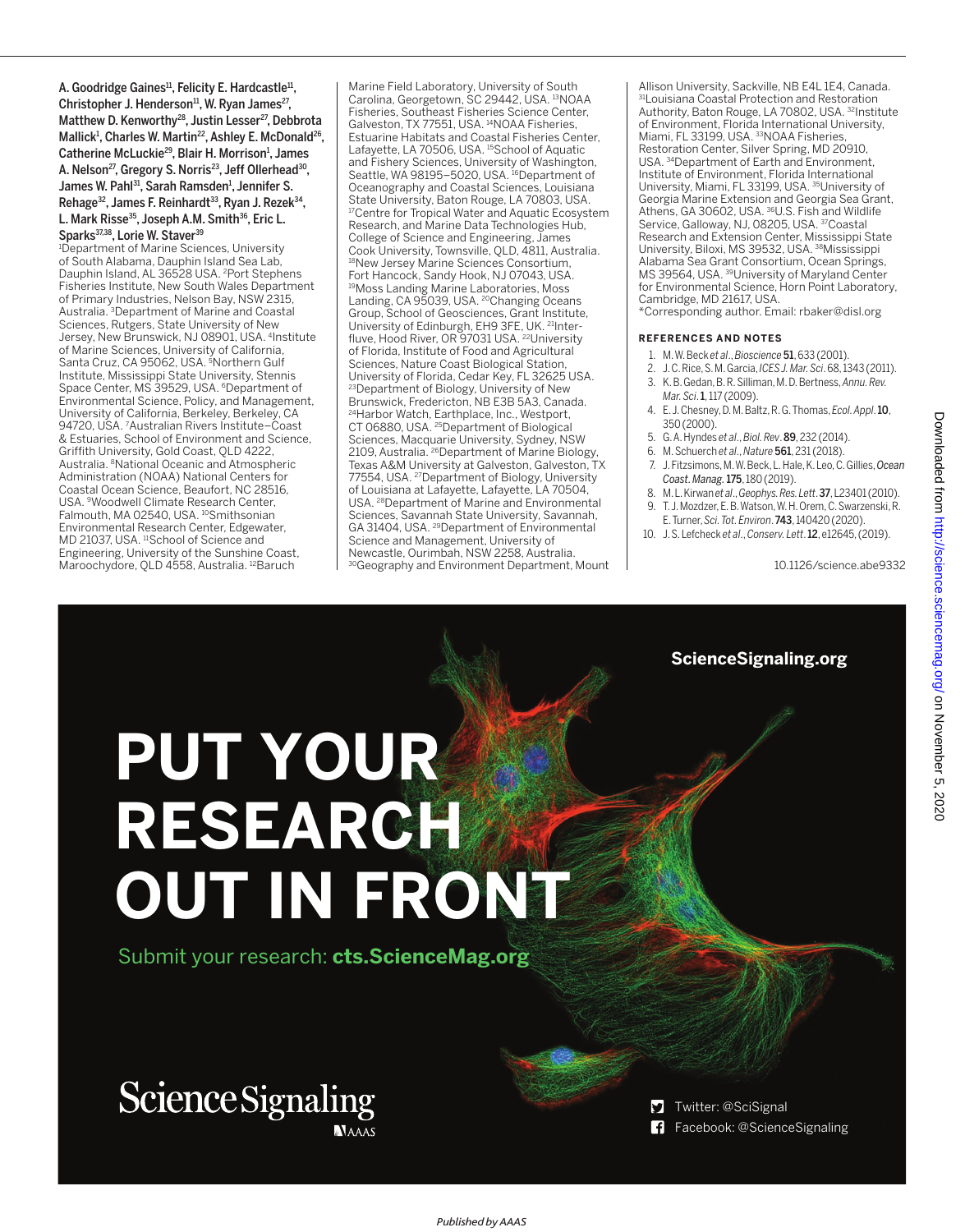A. Goodridge Gaines[11], Felicity E. Hardcastle[11], Christopher J. Henderson[11], W. Ryan James[27], Matthew D. Kenworthy[28], Justin Lesser[27], Debbrota Mallick[1], Charles W. Martin[22], Ashley E. McDonald[26], Catherine McLuckie[29], Blair H. Morrison[1], James A. Nelson[27], Gregory S. Norris[23], Jeff Ollerhead[30], James W. Pahl[31], Sarah Ramsden[1], Jennifer S. Rehage[32], James F. Reinhardt[33], Ryan J. Rezek[34], L. Mark Risse[35], Joseph A.M. Smith[36], Eric L. Sparks[37,38], Lorie W. Staver[39]

[1]Department of Marine Sciences, University of South Alabama, Dauphin Island Sea Lab, Dauphin Island, AL 36528 USA. [2]Port Stephens Fisheries Institute, New South Wales Department of Primary Industries, Nelson Bay, NSW 2315, Australia. [3]Department of Marine and Coastal Sciences, Rutgers, State University of New Jersey, New Brunswick, NJ 08901, USA. [4]Institute of Marine Sciences, University of California, Santa Cruz, CA 95062, USA. [5]Northern Gulf Institute, Mississippi State University, Stennis Space Center, MS 39529, USA. [6]Department of Environmental Science, Policy, and Management, University of California, Berkeley, Berkeley, CA 94720, USA. [7]Australian Rivers Institute–Coast & Estuaries, School of Environment and Science, Griffith University, Gold Coast, QLD 4222, Australia. [8]National Oceanic and Atmospheric Administration (NOAA) National Centers for Coastal Ocean Science, Beaufort, NC 28516, USA. [9]Woodwell Climate Research Center, Falmouth, MA 02540, USA. [10]Smithsonian Environmental Research Center, Edgewater, MD 21037, USA. [11]School of Science and Engineering, University of the Sunshine Coast, Maroochydore, QLD 4558, Australia. [12]Baruch Marine Field Laboratory, University of South Carolina, Georgetown, SC 29442, USA. [13]NOAA Fisheries, Southeast Fisheries Science Center, Galveston, TX 77551, USA. [14]NOAA Fisheries, Estuarine Habitats and Coastal Fisheries Center, Lafayette, LA 70506, USA. [15]School of Aquatic and Fishery Sciences, University of Washington, Seattle, WA 98195–5020, USA. [16]Department of Oceanography and Coastal Sciences, Louisiana State University, Baton Rouge, LA 70803, USA. [17]Centre for Tropical Water and Aquatic Ecosystem Research, and Marine Data Technologies Hub, College of Science and Engineering, James Cook University, Townsville, QLD, 4811, Australia. [18]New Jersey Marine Sciences Consortium, Fort Hancock, Sandy Hook, NJ 07043, USA. [19]Moss Landing Marine Laboratories, Moss Landing, CA 95039, USA. [20]Changing Oceans Group, School of Geosciences, Grant Institute, University of Edinburgh, EH9 3FE, UK. [21]Inter-fluve, Hood River, OR 97031 USA. [22]University of Florida, Institute of Food and Agricultural Sciences, Nature Coast Biological Station, University of Florida, Cedar Key, FL 32625 USA. [23]Department of Biology, University of New Brunswick, Fredericton, NB E3B 5A3, Canada. [24]Harbor Watch, Earthplace, Inc., Westport, CT 06880, USA. [25]Department of Biological Sciences, Macquarie University, Sydney, NSW 2109, Australia. [26]Department of Marine Biology, Texas A&M University at Galveston, Galveston, TX 77554, USA. [27]Department of Biology, University of Louisiana at Lafayette, Lafayette, LA 70504, USA. [28]Department of Marine and Environmental Sciences, Savannah State University, Savannah, GA 31404, USA. [29]Department of Environmental Science and Management, University of Newcastle, Ourimbah, NSW 2258, Australia. [30]Geography and Environment Department, Mount Allison University, Sackville, NB E4L 1E4, Canada. [31]Louisiana Coastal Protection and Restoration Authority, Baton Rouge, LA 70802, USA. [32]Institute of Environment, Florida International University, Miami, FL 33199, USA. [33]NOAA Fisheries, Restoration Center, Silver Spring, MD 20910, USA. [34]Department of Earth and Environment, Institute of Environment, Florida International University, Miami, FL 33199, USA. [35]University of Georgia Marine Extension and Georgia Sea Grant, Athens, GA 30602, USA. [36]U.S. Fish and Wildlife Service, Galloway, NJ, 08205, USA. [37]Coastal Research and Extension Center, Mississippi State University, Biloxi, MS 39532, USA. [38]Mississippi Alabama Sea Grant Consortium, Ocean Springs, MS 39564, USA. [39]University of Maryland Center for Environmental Science, Horn Point Laboratory, Cambridge, MD 21617, USA.

*Corresponding author. Email: rbaker@disl.org

## REFERENCES AND NOTES

1. M. W. Beck *et al*., *Bioscience* **51**, 633 (2001).
2. J. C. Rice, S. M. Garcia, *ICES J. Mar. Sci*. 68, 1343 (2011).
3. K. B. Gedan, B. R. Silliman, M. D. Bertness, *Annu. Rev. Mar. Sci*. **1**, 117 (2009).
4. E. J. Chesney, D. M. Baltz, R. G. Thomas, *Ecol. Appl*. **10**, 350 (2000).
5. G. A. Hyndes *et al*., *Biol. Rev*. **89**, 232 (2014).
6. M. Schuerch *et al*., *Nature* **561**, 231 (2018).
7. J. Fitzsimons, M. W. Beck, L. Hale, K. Leo, C. Gillies, *Ocean Coast. Manag*. **175**, 180 (2019).
8. M. L. Kirwan *et al*., *Geophys. Res. Lett*. **37**, L23401 (2010).
9. T. J. Mozdzer, E. B. Watson, W. H. Orem, C. Swarzenski, R. E. Turner, *Sci. Tot. Environ*. **743**, 140420 (2020).
10. J. S. Lefcheck *et al*., *Conserv. Lett*. **12**, e12645, (2019).

10.1126/science.abe9332

ScienceSignaling.org

PUT YOUR RESEARCH OUT IN FRONT

Submit your research: **cts.ScienceMag.org**

Science Signaling AAAS

Twitter: @SciSignal
Facebook: @ScienceSignaling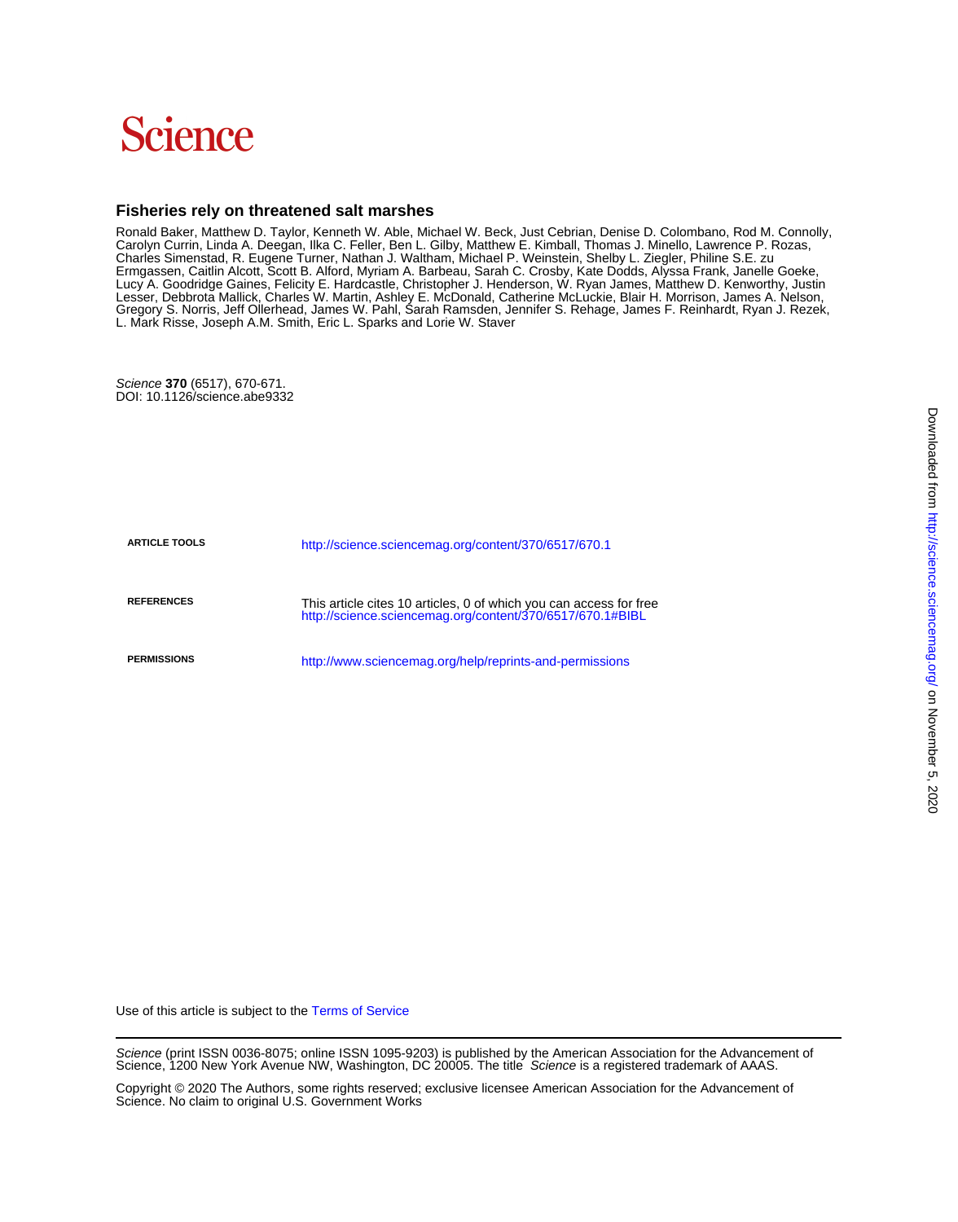# Science

## Fisheries rely on threatened salt marshes

Ronald Baker, Matthew D. Taylor, Kenneth W. Able, Michael W. Beck, Just Cebrian, Denise D. Colombano, Rod M. Connolly, Carolyn Currin, Linda A. Deegan, Ilka C. Feller, Ben L. Gilby, Matthew E. Kimball, Thomas J. Minello, Lawrence P. Rozas, Charles Simenstad, R. Eugene Turner, Nathan J. Waltham, Michael P. Weinstein, Shelby L. Ziegler, Philine S.E. zu Ermgassen, Caitlin Alcott, Scott B. Alford, Myriam A. Barbeau, Sarah C. Crosby, Kate Dodds, Alyssa Frank, Janelle Goeke, Lucy A. Goodridge Gaines, Felicity E. Hardcastle, Christopher J. Henderson, W. Ryan James, Matthew D. Kenworthy, Justin Lesser, Debbrota Mallick, Charles W. Martin, Ashley E. McDonald, Catherine McLuckie, Blair H. Morrison, James A. Nelson, Gregory S. Norris, Jeff Ollerhead, James W. Pahl, Sarah Ramsden, Jennifer S. Rehage, James F. Reinhardt, Ryan J. Rezek, L. Mark Risse, Joseph A.M. Smith, Eric L. Sparks and Lorie W. Staver

*Science* **370** (6517), 670-671.
DOI: 10.1126/science.abe9332

| | |
|---|---|
| **ARTICLE TOOLS** | http://science.sciencemag.org/content/370/6517/670.1 |
| **REFERENCES** | This article cites 10 articles, 0 of which you can access for free http://science.sciencemag.org/content/370/6517/670.1#BIBL |
| **PERMISSIONS** | http://www.sciencemag.org/help/reprints-and-permissions |

Use of this article is subject to the Terms of Service

*Science* (print ISSN 0036-8075; online ISSN 1095-9203) is published by the American Association for the Advancement of Science, 1200 New York Avenue NW, Washington, DC 20005. The title *Science* is a registered trademark of AAAS.

Copyright © 2020 The Authors, some rights reserved; exclusive licensee American Association for the Advancement of Science. No claim to original U.S. Government Works

Downloaded from http://science.sciencemag.org/ on November 5, 2020